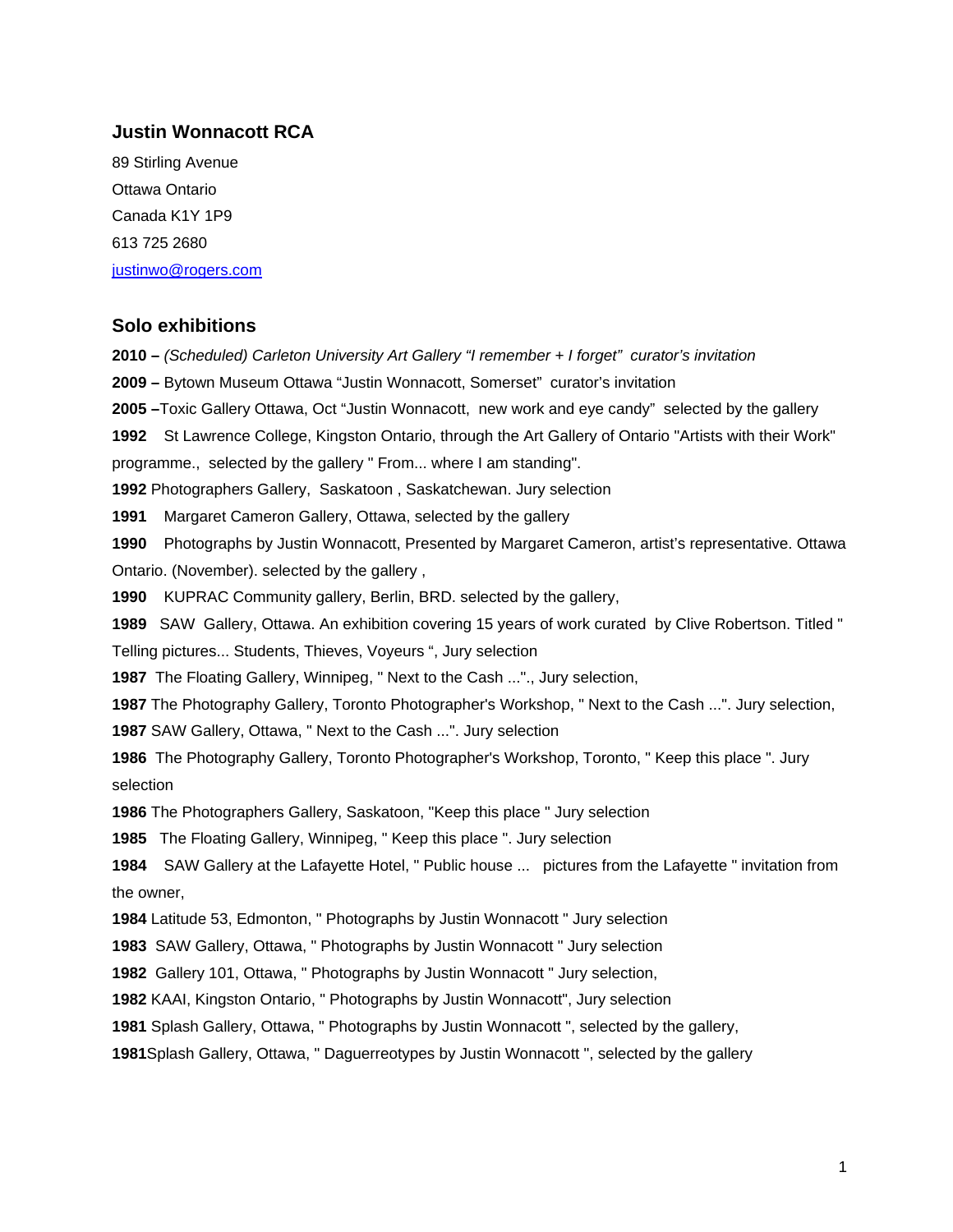## Justin Wonnacott RCA

89 Stirling Avenue

Ottawa Ontario

Canada K1Y 1P9

613 725 2680

justinwo@rogers.com

## Solo exhibitions

**2010 –** *(Scheduled) Carleton University Art Gallery “I remember + I forget” curator’s invitation*

**2009 –** Bytown Museum Ottawa “Justin Wonnacott, Somerset” curator’s invitation

**2005 –**Toxic Gallery Ottawa, Oct “Justin Wonnacott, new work and eye candy” selected by the gallery

**1992** St Lawrence College, Kingston Ontario, through the Art Gallery of Ontario "Artists with their Work" programme., selected by the gallery " From... where I am standing".

**1992** Photographers Gallery, Saskatoon , Saskatchewan. Jury selection

**1991** Margaret Cameron Gallery, Ottawa, selected by the gallery

**1990** Photographs by Justin Wonnacott, Presented by Margaret Cameron, artist’s representative. Ottawa Ontario. (November). selected by the gallery ,

**1990** KUPRAC Community gallery, Berlin, BRD. selected by the gallery,

**1989** SAW Gallery, Ottawa. An exhibition covering 15 years of work curated by Clive Robertson. Titled " Telling pictures... Students, Thieves, Voyeurs “, Jury selection

**1987** The Floating Gallery, Winnipeg, " Next to the Cash ...".. Jury selection,

**1987** The Photography Gallery, Toronto Photographer's Workshop, " Next to the Cash ...". Jury selection,

**1987** SAW Gallery, Ottawa, " Next to the Cash ...". Jury selection

**1986** The Photography Gallery, Toronto Photographer's Workshop, Toronto, " Keep this place ". Jury selection

**1986** The Photographers Gallery, Saskatoon, "Keep this place " Jury selection

**1985** The Floating Gallery, Winnipeg, " Keep this place ". Jury selection

**1984** SAW Gallery at the Lafayette Hotel, " Public house ... pictures from the Lafayette " invitation from the owner,

**1984** Latitude 53, Edmonton, " Photographs by Justin Wonnacott " Jury selection

**1983** SAW Gallery, Ottawa, " Photographs by Justin Wonnacott " Jury selection

**1982** Gallery 101, Ottawa, " Photographs by Justin Wonnacott " Jury selection,

**1982** KAAI, Kingston Ontario, " Photographs by Justin Wonnacott", Jury selection

**1981** Splash Gallery, Ottawa, " Photographs by Justin Wonnacott ", selected by the gallery,

**1981**Splash Gallery, Ottawa, " Daguerreotypes by Justin Wonnacott ", selected by the gallery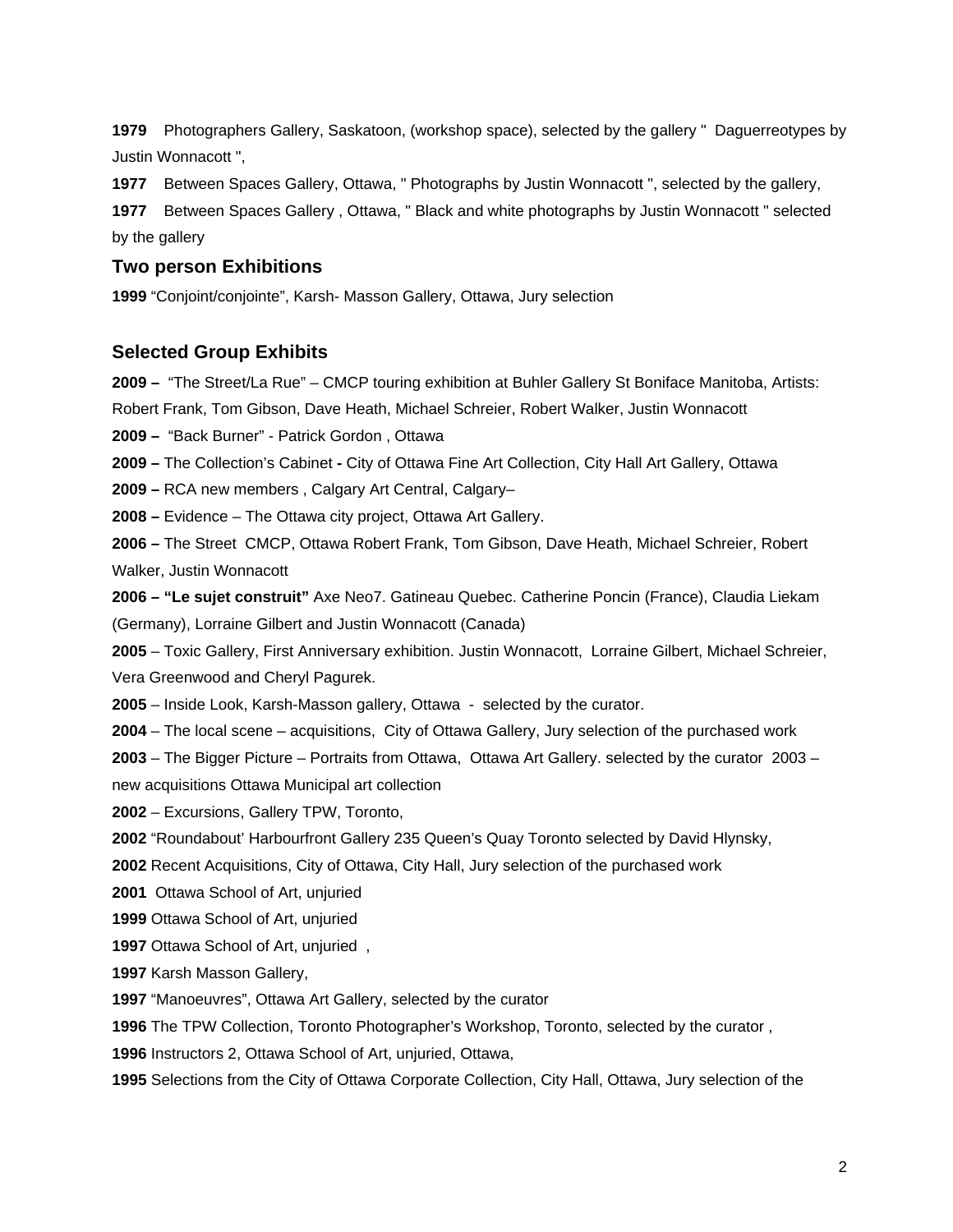**1979** Photographers Gallery, Saskatoon, (workshop space), selected by the gallery " Daguerreotypes by Justin Wonnacott ",

**1977** Between Spaces Gallery, Ottawa, " Photographs by Justin Wonnacott ", selected by the gallery,

**1977** Between Spaces Gallery , Ottawa, " Black and white photographs by Justin Wonnacott " selected by the gallery

### Two person Exhibitions

**1999** “Conjoint/conjointe”, Karsh- Masson Gallery, Ottawa, Jury selection

### Selected Group Exhibits

**2009 –** “The Street/La Rue” – CMCP touring exhibition at Buhler Gallery St Boniface Manitoba, Artists: Robert Frank, Tom Gibson, Dave Heath, Michael Schreier, Robert Walker, Justin Wonnacott

**2009 –** “Back Burner” - Patrick Gordon , Ottawa

**2009 –** The Collection’s Cabinet **-** City of Ottawa Fine Art Collection, City Hall Art Gallery, Ottawa

**2009 –** RCA new members , Calgary Art Central, Calgary–

**2008 –** Evidence – The Ottawa city project, Ottawa Art Gallery.

**2006 –** The Street CMCP, Ottawa Robert Frank, Tom Gibson, Dave Heath, Michael Schreier, Robert Walker, Justin Wonnacott

**2006 – “Le sujet construit”** Axe Neo7. Gatineau Quebec. Catherine Poncin (France), Claudia Liekam (Germany), Lorraine Gilbert and Justin Wonnacott (Canada)

**2005** – Toxic Gallery, First Anniversary exhibition. Justin Wonnacott, Lorraine Gilbert, Michael Schreier, Vera Greenwood and Cheryl Pagurek.

**2005** – Inside Look, Karsh-Masson gallery, Ottawa - selected by the curator.

**2004** – The local scene – acquisitions, City of Ottawa Gallery, Jury selection of the purchased work

**2003** – The Bigger Picture – Portraits from Ottawa, Ottawa Art Gallery. selected by the curator 2003 – new acquisitions Ottawa Municipal art collection

**2002** – Excursions, Gallery TPW, Toronto,

**2002** “Roundabout’ Harbourfront Gallery 235 Queen’s Quay Toronto selected by David Hlynsky,

**2002** Recent Acquisitions, City of Ottawa, City Hall, Jury selection of the purchased work

**2001** Ottawa School of Art, unjuried

**1999** Ottawa School of Art, unjuried

**1997** Ottawa School of Art, unjuried ,

**1997** Karsh Masson Gallery,

**1997** “Manoeuvres”, Ottawa Art Gallery, selected by the curator

**1996** The TPW Collection, Toronto Photographer’s Workshop, Toronto, selected by the curator ,

**1996** Instructors 2, Ottawa School of Art, unjuried, Ottawa,

**1995** Selections from the City of Ottawa Corporate Collection, City Hall, Ottawa, Jury selection of the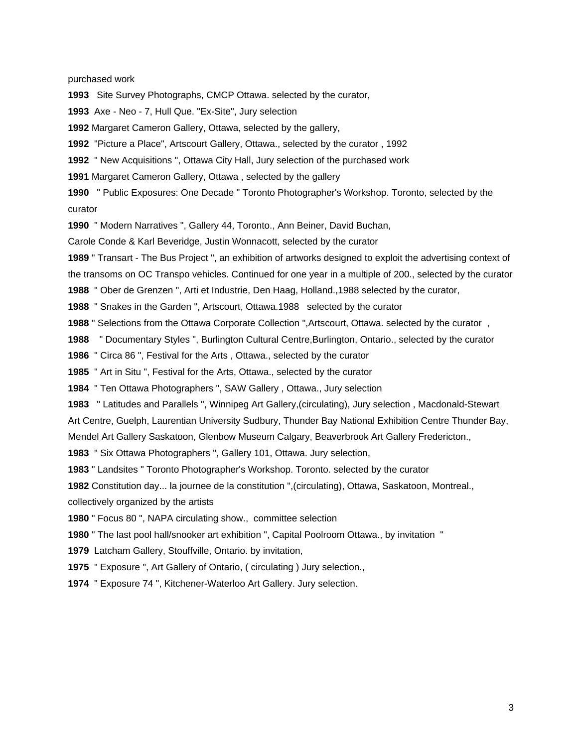purchased work

**1993** Site Survey Photographs, CMCP Ottawa. selected by the curator,

**1993** Axe - Neo - 7, Hull Que. "Ex-Site", Jury selection

**1992** Margaret Cameron Gallery, Ottawa, selected by the gallery,

**1992** "Picture a Place", Artscourt Gallery, Ottawa., selected by the curator , 1992

**1992** " New Acquisitions ", Ottawa City Hall, Jury selection of the purchased work

**1991** Margaret Cameron Gallery, Ottawa , selected by the gallery

**1990** " Public Exposures: One Decade " Toronto Photographer's Workshop. Toronto, selected by the curator

**1990** " Modern Narratives ", Gallery 44, Toronto., Ann Beiner, David Buchan, Carole Conde & Karl Beveridge, Justin Wonnacott, selected by the curator

**1989** " Transart - The Bus Project ", an exhibition of artworks designed to exploit the advertising context of the transoms on OC Transpo vehicles. Continued for one year in a multiple of 200., selected by the curator

**1988** " Ober de Grenzen ", Arti et Industrie, Den Haag, Holland.,1988 selected by the curator,

**1988** " Snakes in the Garden ", Artscourt, Ottawa.1988 selected by the curator

**1988** " Selections from the Ottawa Corporate Collection ",Artscourt, Ottawa. selected by the curator ,

**1988** " Documentary Styles ", Burlington Cultural Centre,Burlington, Ontario., selected by the curator

**1986** " Circa 86 ", Festival for the Arts , Ottawa., selected by the curator

**1985** " Art in Situ ", Festival for the Arts, Ottawa., selected by the curator

**1984** " Ten Ottawa Photographers ", SAW Gallery , Ottawa., Jury selection

**1983** " Latitudes and Parallels ", Winnipeg Art Gallery,(circulating), Jury selection , Macdonald-Stewart Art Centre, Guelph, Laurentian University Sudbury, Thunder Bay National Exhibition Centre Thunder Bay, Mendel Art Gallery Saskatoon, Glenbow Museum Calgary, Beaverbrook Art Gallery Fredericton.,

**1983** " Six Ottawa Photographers ", Gallery 101, Ottawa. Jury selection,

**1983** " Landsites " Toronto Photographer's Workshop. Toronto. selected by the curator

**1982** Constitution day... la journee de la constitution ",(circulating), Ottawa, Saskatoon, Montreal., collectively organized by the artists

**1980** " Focus 80 ", NAPA circulating show., committee selection

**1980** " The last pool hall/snooker art exhibition ", Capital Poolroom Ottawa., by invitation "

**1979** Latcham Gallery, Stouffville, Ontario. by invitation,

**1975** " Exposure ", Art Gallery of Ontario, ( circulating ) Jury selection.,

**1974** " Exposure 74 ", Kitchener-Waterloo Art Gallery. Jury selection.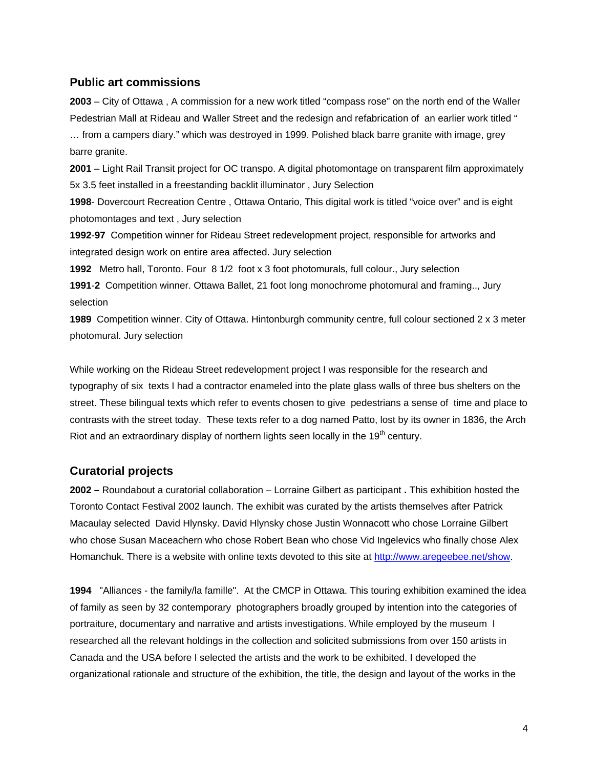## Public art commissions

**2003** – City of Ottawa , A commission for a new work titled "compass rose" on the north end of the Waller Pedestrian Mall at Rideau and Waller Street and the redesign and refabrication of an earlier work titled " … from a campers diary." which was destroyed in 1999. Polished black barre granite with image, grey barre granite.

**2001** – Light Rail Transit project for OC transpo. A digital photomontage on transparent film approximately 5x 3.5 feet installed in a freestanding backlit illuminator , Jury Selection

**1998**- Dovercourt Recreation Centre , Ottawa Ontario, This digital work is titled "voice over" and is eight photomontages and text , Jury selection

**1992**-**97** Competition winner for Rideau Street redevelopment project, responsible for artworks and integrated design work on entire area affected. Jury selection

**1992** Metro hall, Toronto. Four 8 1/2 foot x 3 foot photomurals, full colour., Jury selection

**1991**-**2** Competition winner. Ottawa Ballet, 21 foot long monochrome photomural and framing.., Jury selection

**1989** Competition winner. City of Ottawa. Hintonburgh community centre, full colour sectioned 2 x 3 meter photomural. Jury selection

While working on the Rideau Street redevelopment project I was responsible for the research and typography of six texts I had a contractor enameled into the plate glass walls of three bus shelters on the street. These bilingual texts which refer to events chosen to give pedestrians a sense of time and place to contrasts with the street today. These texts refer to a dog named Patto, lost by its owner in 1836, the Arch Riot and an extraordinary display of northern lights seen locally in the 19th century.

## Curatorial projects

**2002 –** Roundabout a curatorial collaboration – Lorraine Gilbert as participant **.** This exhibition hosted the Toronto Contact Festival 2002 launch. The exhibit was curated by the artists themselves after Patrick Macaulay selected David Hlynsky. David Hlynsky chose Justin Wonnacott who chose Lorraine Gilbert who chose Susan Maceachern who chose Robert Bean who chose Vid Ingelevics who finally chose Alex Homanchuk. There is a website with online texts devoted to this site at [http://www.aregeebee.net/show](http://www.aregeebee.net/show).

**1994** "Alliances - the family/la famille". At the CMCP in Ottawa. This touring exhibition examined the idea of family as seen by 32 contemporary photographers broadly grouped by intention into the categories of portraiture, documentary and narrative and artists investigations. While employed by the museum I researched all the relevant holdings in the collection and solicited submissions from over 150 artists in Canada and the USA before I selected the artists and the work to be exhibited. I developed the organizational rationale and structure of the exhibition, the title, the design and layout of the works in the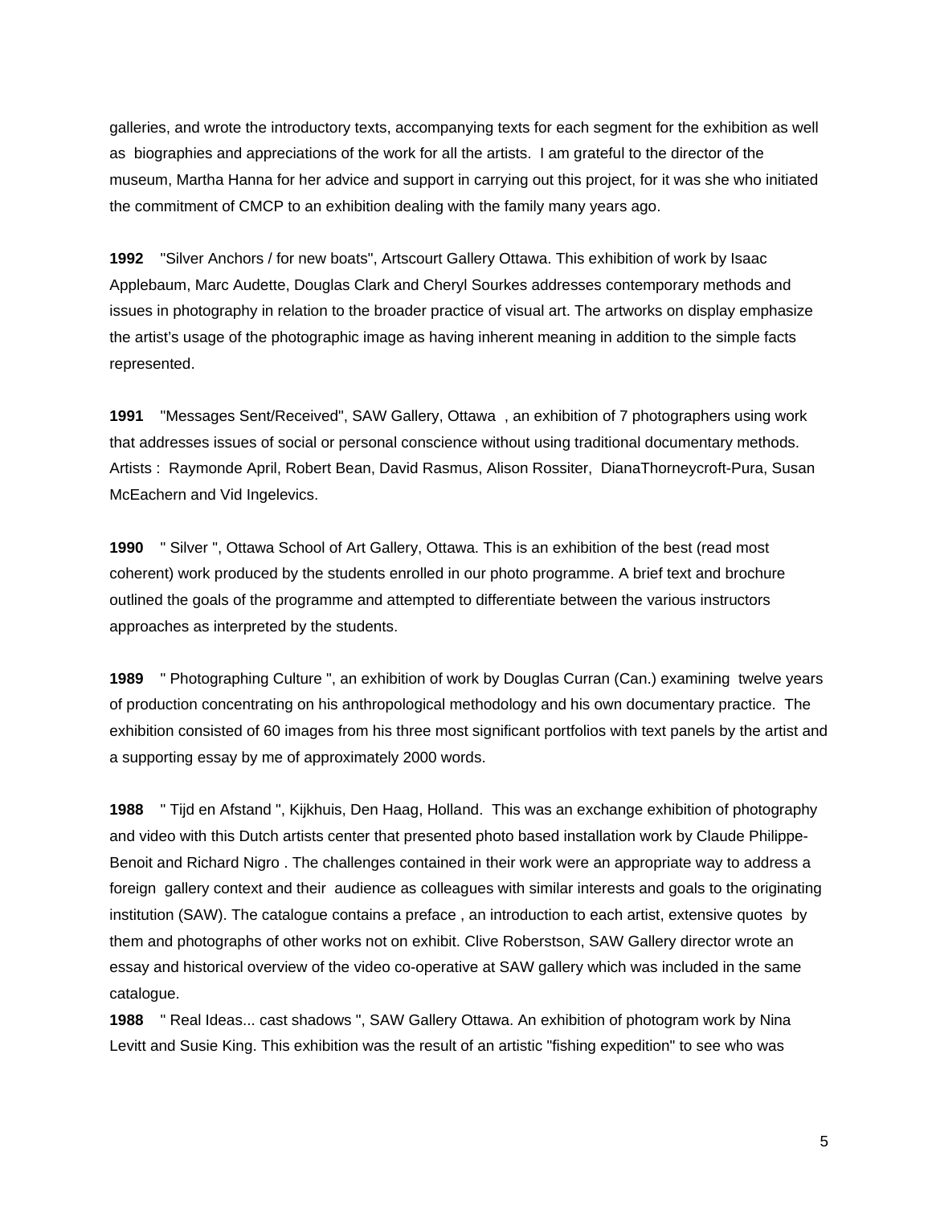galleries, and wrote the introductory texts, accompanying texts for each segment for the exhibition as well as biographies and appreciations of the work for all the artists. I am grateful to the director of the museum, Martha Hanna for her advice and support in carrying out this project, for it was she who initiated the commitment of CMCP to an exhibition dealing with the family many years ago.

**1992** "Silver Anchors / for new boats", Artscourt Gallery Ottawa. This exhibition of work by Isaac Applebaum, Marc Audette, Douglas Clark and Cheryl Sourkes addresses contemporary methods and issues in photography in relation to the broader practice of visual art. The artworks on display emphasize the artist's usage of the photographic image as having inherent meaning in addition to the simple facts represented.

**1991** "Messages Sent/Received", SAW Gallery, Ottawa , an exhibition of 7 photographers using work that addresses issues of social or personal conscience without using traditional documentary methods. Artists : Raymonde April, Robert Bean, David Rasmus, Alison Rossiter, DianaThorneycroft-Pura, Susan McEachern and Vid Ingelevics.

**1990** " Silver ", Ottawa School of Art Gallery, Ottawa. This is an exhibition of the best (read most coherent) work produced by the students enrolled in our photo programme. A brief text and brochure outlined the goals of the programme and attempted to differentiate between the various instructors approaches as interpreted by the students.

**1989** " Photographing Culture ", an exhibition of work by Douglas Curran (Can.) examining twelve years of production concentrating on his anthropological methodology and his own documentary practice. The exhibition consisted of 60 images from his three most significant portfolios with text panels by the artist and a supporting essay by me of approximately 2000 words.

**1988** " Tijd en Afstand ", Kijkhuis, Den Haag, Holland. This was an exchange exhibition of photography and video with this Dutch artists center that presented photo based installation work by Claude Philippe-Benoit and Richard Nigro . The challenges contained in their work were an appropriate way to address a foreign gallery context and their audience as colleagues with similar interests and goals to the originating institution (SAW). The catalogue contains a preface , an introduction to each artist, extensive quotes by them and photographs of other works not on exhibit. Clive Roberstson, SAW Gallery director wrote an essay and historical overview of the video co-operative at SAW gallery which was included in the same catalogue.

**1988** " Real Ideas... cast shadows ", SAW Gallery Ottawa. An exhibition of photogram work by Nina Levitt and Susie King. This exhibition was the result of an artistic "fishing expedition" to see who was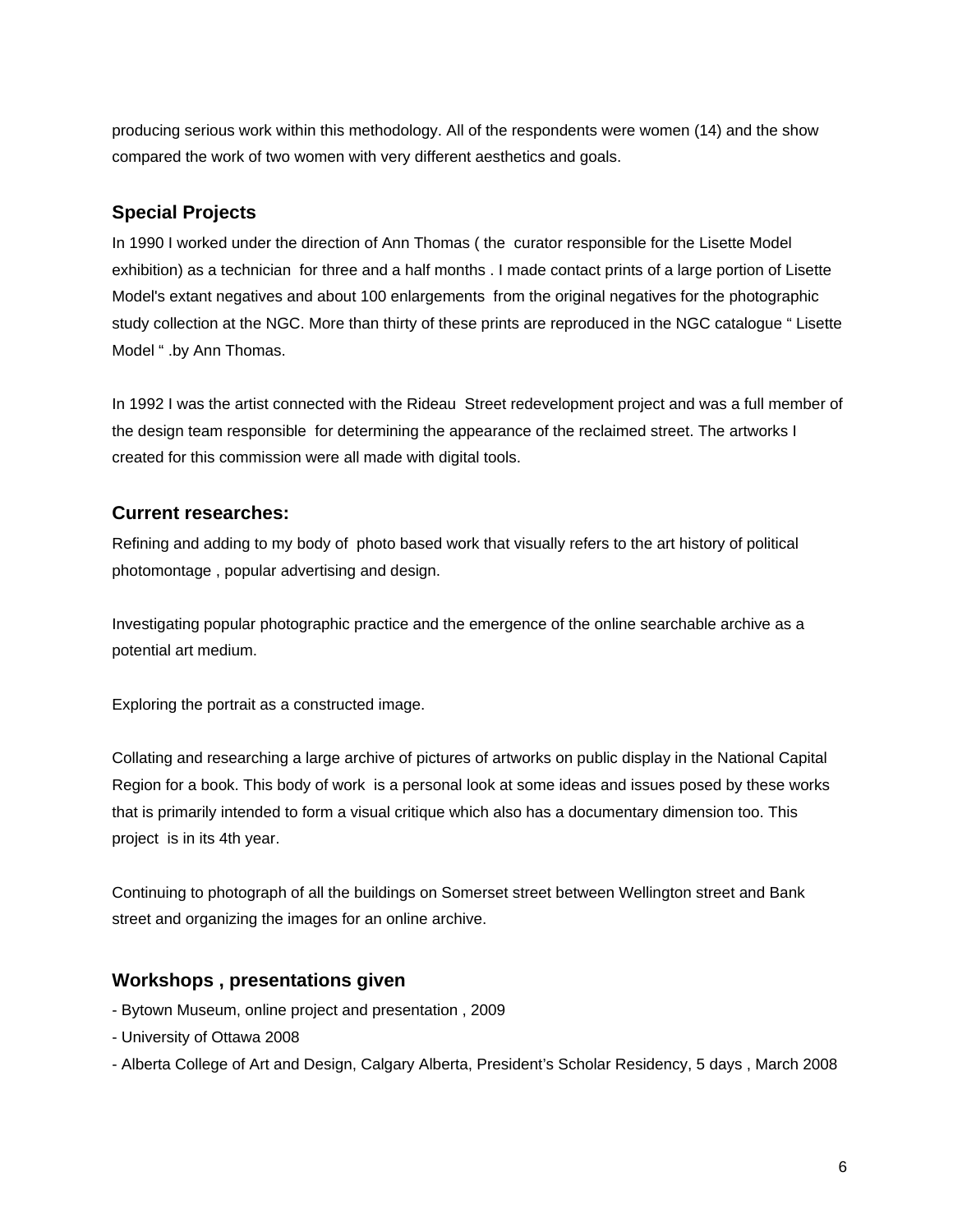producing serious work within this methodology. All of the respondents were women (14) and the show compared the work of two women with very different aesthetics and goals.

### Special Projects

In 1990 I worked under the direction of Ann Thomas ( the curator responsible for the Lisette Model exhibition) as a technician for three and a half months . I made contact prints of a large portion of Lisette Model's extant negatives and about 100 enlargements from the original negatives for the photographic study collection at the NGC. More than thirty of these prints are reproduced in the NGC catalogue " Lisette Model " .by Ann Thomas.

In 1992 I was the artist connected with the Rideau Street redevelopment project and was a full member of the design team responsible for determining the appearance of the reclaimed street. The artworks I created for this commission were all made with digital tools.

### Current researches:

Refining and adding to my body of photo based work that visually refers to the art history of political photomontage , popular advertising and design.

Investigating popular photographic practice and the emergence of the online searchable archive as a potential art medium.

Exploring the portrait as a constructed image.

Collating and researching a large archive of pictures of artworks on public display in the National Capital Region for a book. This body of work is a personal look at some ideas and issues posed by these works that is primarily intended to form a visual critique which also has a documentary dimension too. This project is in its 4th year.

Continuing to photograph of all the buildings on Somerset street between Wellington street and Bank street and organizing the images for an online archive.

### Workshops , presentations given

- Bytown Museum, online project and presentation , 2009
- University of Ottawa 2008
- Alberta College of Art and Design, Calgary Alberta, President's Scholar Residency, 5 days , March 2008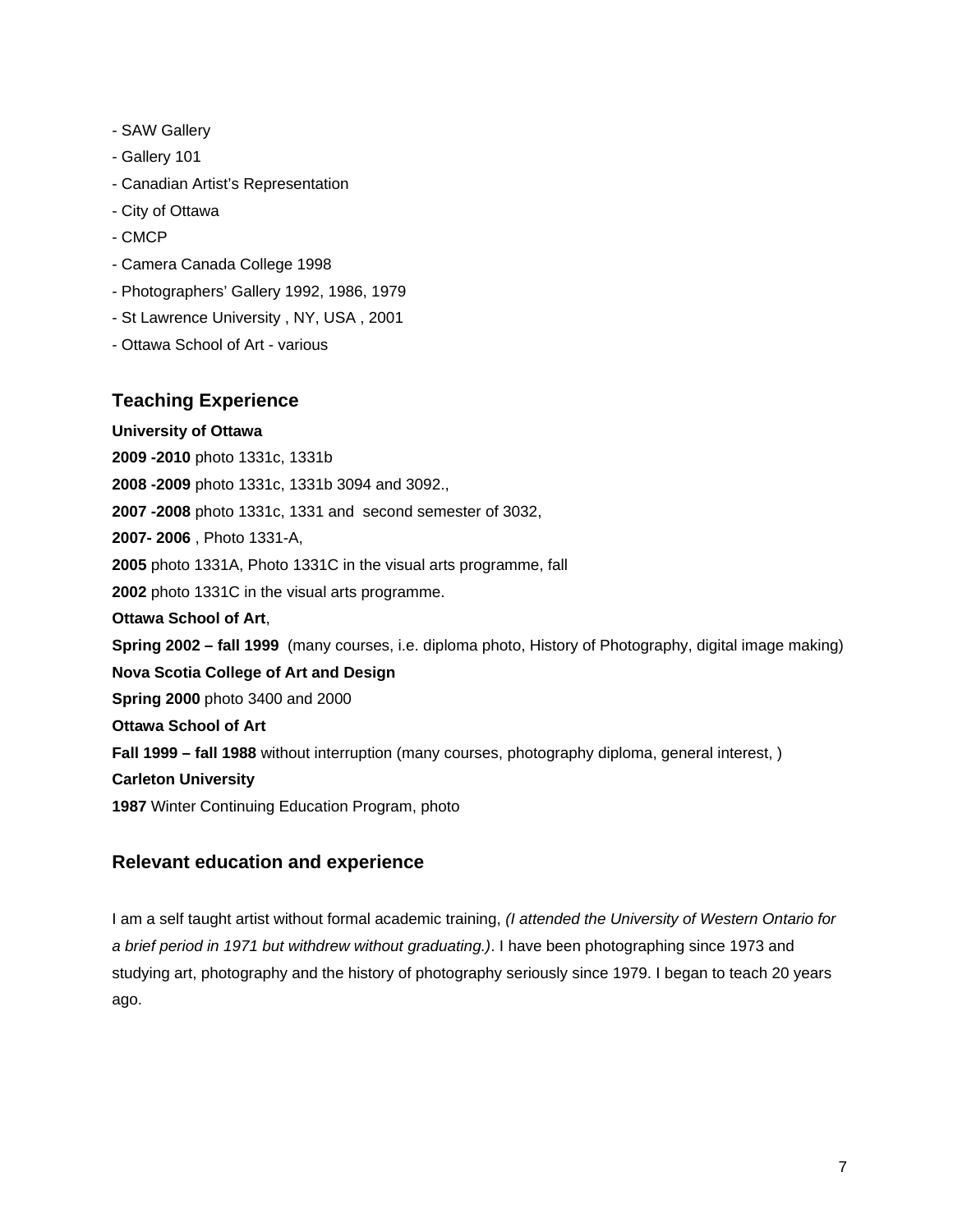- SAW Gallery
- Gallery 101
- Canadian Artist's Representation
- City of Ottawa
- CMCP
- Camera Canada College 1998
- Photographers' Gallery 1992, 1986, 1979
- St Lawrence University , NY, USA , 2001
- Ottawa School of Art - various

## Teaching Experience

**University of Ottawa**

**2009 -2010** photo 1331c, 1331b

**2008 -2009** photo 1331c, 1331b 3094 and 3092.,

**2007 -2008** photo 1331c, 1331 and second semester of 3032,

**2007- 2006** , Photo 1331-A,

**2005** photo 1331A, Photo 1331C in the visual arts programme, fall

**2002** photo 1331C in the visual arts programme.

**Ottawa School of Art**,

**Spring 2002 – fall 1999** (many courses, i.e. diploma photo, History of Photography, digital image making)

**Nova Scotia College of Art and Design**

**Spring 2000** photo 3400 and 2000

**Ottawa School of Art**

**Fall 1999 – fall 1988** without interruption (many courses, photography diploma, general interest, )

**Carleton University**

**1987** Winter Continuing Education Program, photo

## Relevant education and experience

I am a self taught artist without formal academic training, *(I attended the University of Western Ontario for a brief period in 1971 but withdrew without graduating.)*. I have been photographing since 1973 and studying art, photography and the history of photography seriously since 1979. I began to teach 20 years ago.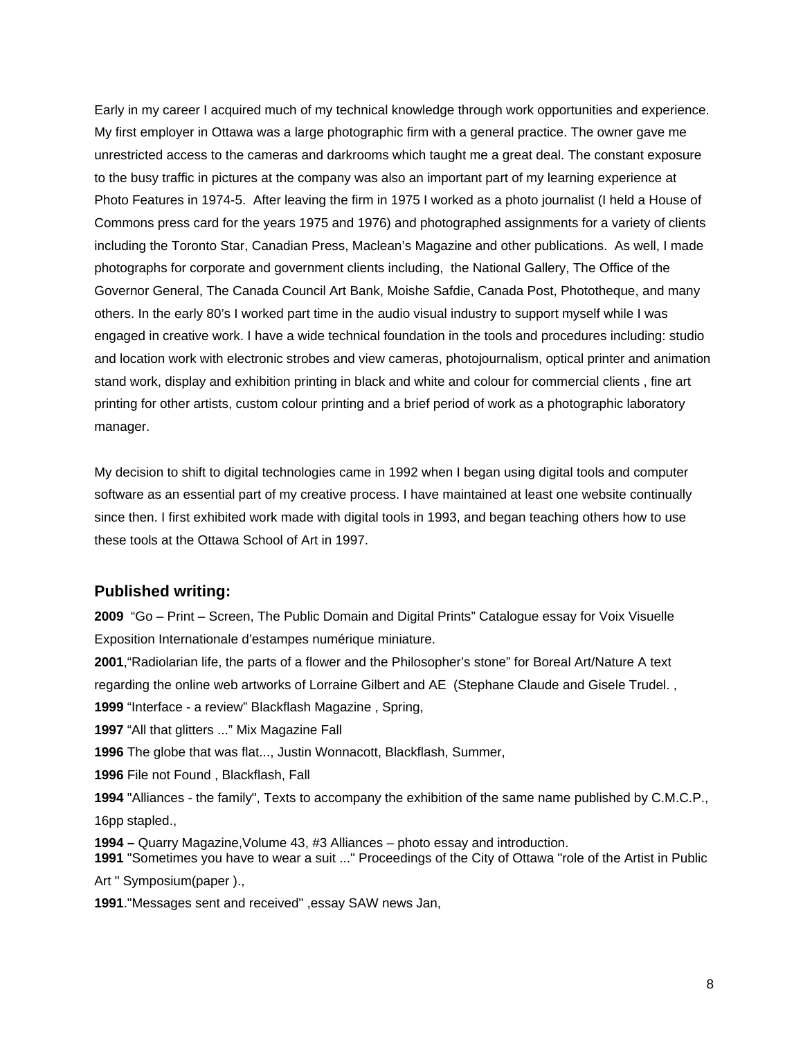Early in my career I acquired much of my technical knowledge through work opportunities and experience. My first employer in Ottawa was a large photographic firm with a general practice. The owner gave me unrestricted access to the cameras and darkrooms which taught me a great deal. The constant exposure to the busy traffic in pictures at the company was also an important part of my learning experience at Photo Features in 1974-5. After leaving the firm in 1975 I worked as a photo journalist (I held a House of Commons press card for the years 1975 and 1976) and photographed assignments for a variety of clients including the Toronto Star, Canadian Press, Maclean's Magazine and other publications. As well, I made photographs for corporate and government clients including, the National Gallery, The Office of the Governor General, The Canada Council Art Bank, Moishe Safdie, Canada Post, Phototheque, and many others. In the early 80's I worked part time in the audio visual industry to support myself while I was engaged in creative work. I have a wide technical foundation in the tools and procedures including: studio and location work with electronic strobes and view cameras, photojournalism, optical printer and animation stand work, display and exhibition printing in black and white and colour for commercial clients , fine art printing for other artists, custom colour printing and a brief period of work as a photographic laboratory manager.

My decision to shift to digital technologies came in 1992 when I began using digital tools and computer software as an essential part of my creative process. I have maintained at least one website continually since then. I first exhibited work made with digital tools in 1993, and began teaching others how to use these tools at the Ottawa School of Art in 1997.

## Published writing:

**2009** "Go – Print – Screen, The Public Domain and Digital Prints" Catalogue essay for Voix Visuelle Exposition Internationale d'estampes numérique miniature.

**2001**,"Radiolarian life, the parts of a flower and the Philosopher's stone" for Boreal Art/Nature A text regarding the online web artworks of Lorraine Gilbert and AE (Stephane Claude and Gisele Trudel. ,

**1999** "Interface - a review" Blackflash Magazine , Spring,

**1997** "All that glitters ..." Mix Magazine Fall

**1996** The globe that was flat..., Justin Wonnacott, Blackflash, Summer,

**1996** File not Found , Blackflash, Fall

**1994** "Alliances - the family", Texts to accompany the exhibition of the same name published by C.M.C.P., 16pp stapled.,

**1994 –** Quarry Magazine,Volume 43, #3 Alliances – photo essay and introduction.

**1991** "Sometimes you have to wear a suit ..." Proceedings of the City of Ottawa "role of the Artist in Public Art " Symposium(paper ).,

**1991**."Messages sent and received" ,essay SAW news Jan,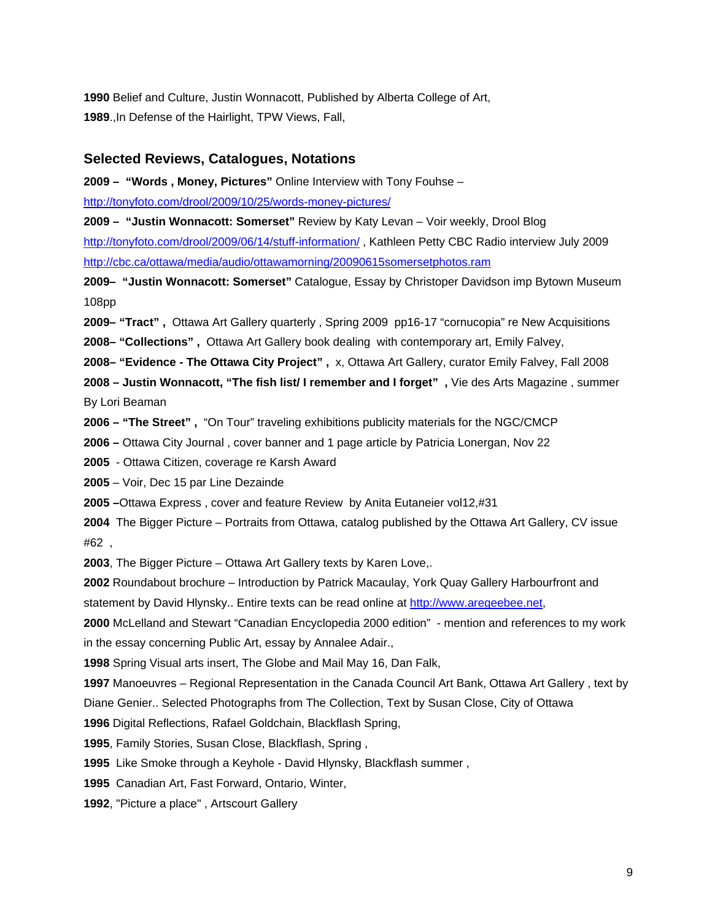**1990** Belief and Culture, Justin Wonnacott, Published by Alberta College of Art,

**1989**.,In Defense of the Hairlight, TPW Views, Fall,

## Selected Reviews, Catalogues, Notations

**2009 – "Words , Money, Pictures"** Online Interview with Tony Fouhse – http://tonyfoto.com/drool/2009/10/25/words-money-pictures/

**2009 – "Justin Wonnacott: Somerset"** Review by Katy Levan – Voir weekly, Drool Blog http://tonyfoto.com/drool/2009/06/14/stuff-information/ , Kathleen Petty CBC Radio interview July 2009 http://cbc.ca/ottawa/media/audio/ottawamorning/20090615somersetphotos.ram

**2009– "Justin Wonnacott: Somerset"** Catalogue, Essay by Christoper Davidson imp Bytown Museum 108pp

**2009– "Tract" ,** Ottawa Art Gallery quarterly , Spring 2009 pp16-17 "cornucopia" re New Acquisitions

**2008– "Collections" ,** Ottawa Art Gallery book dealing with contemporary art, Emily Falvey,

**2008– "Evidence - The Ottawa City Project" ,** x, Ottawa Art Gallery, curator Emily Falvey, Fall 2008

**2008 – Justin Wonnacott, "The fish list/ I remember and I forget" ,** Vie des Arts Magazine , summer By Lori Beaman

**2006 – "The Street" ,** "On Tour" traveling exhibitions publicity materials for the NGC/CMCP

**2006 –** Ottawa City Journal , cover banner and 1 page article by Patricia Lonergan, Nov 22

**2005** - Ottawa Citizen, coverage re Karsh Award

**2005** – Voir, Dec 15 par Line Dezainde

**2005 –**Ottawa Express , cover and feature Review by Anita Eutaneier vol12,#31

**2004** The Bigger Picture – Portraits from Ottawa, catalog published by the Ottawa Art Gallery, CV issue #62 ,

**2003**, The Bigger Picture – Ottawa Art Gallery texts by Karen Love,.

**2002** Roundabout brochure – Introduction by Patrick Macaulay, York Quay Gallery Harbourfront and statement by David Hlynsky.. Entire texts can be read online at http://www.aregeebee.net,

**2000** McLelland and Stewart "Canadian Encyclopedia 2000 edition" - mention and references to my work in the essay concerning Public Art, essay by Annalee Adair.,

**1998** Spring Visual arts insert, The Globe and Mail May 16, Dan Falk,

**1997** Manoeuvres – Regional Representation in the Canada Council Art Bank, Ottawa Art Gallery , text by Diane Genier.. Selected Photographs from The Collection, Text by Susan Close, City of Ottawa

**1996** Digital Reflections, Rafael Goldchain, Blackflash Spring,

**1995**, Family Stories, Susan Close, Blackflash, Spring ,

**1995** Like Smoke through a Keyhole - David Hlynsky, Blackflash summer ,

**1995** Canadian Art, Fast Forward, Ontario, Winter,

**1992**, "Picture a place" , Artscourt Gallery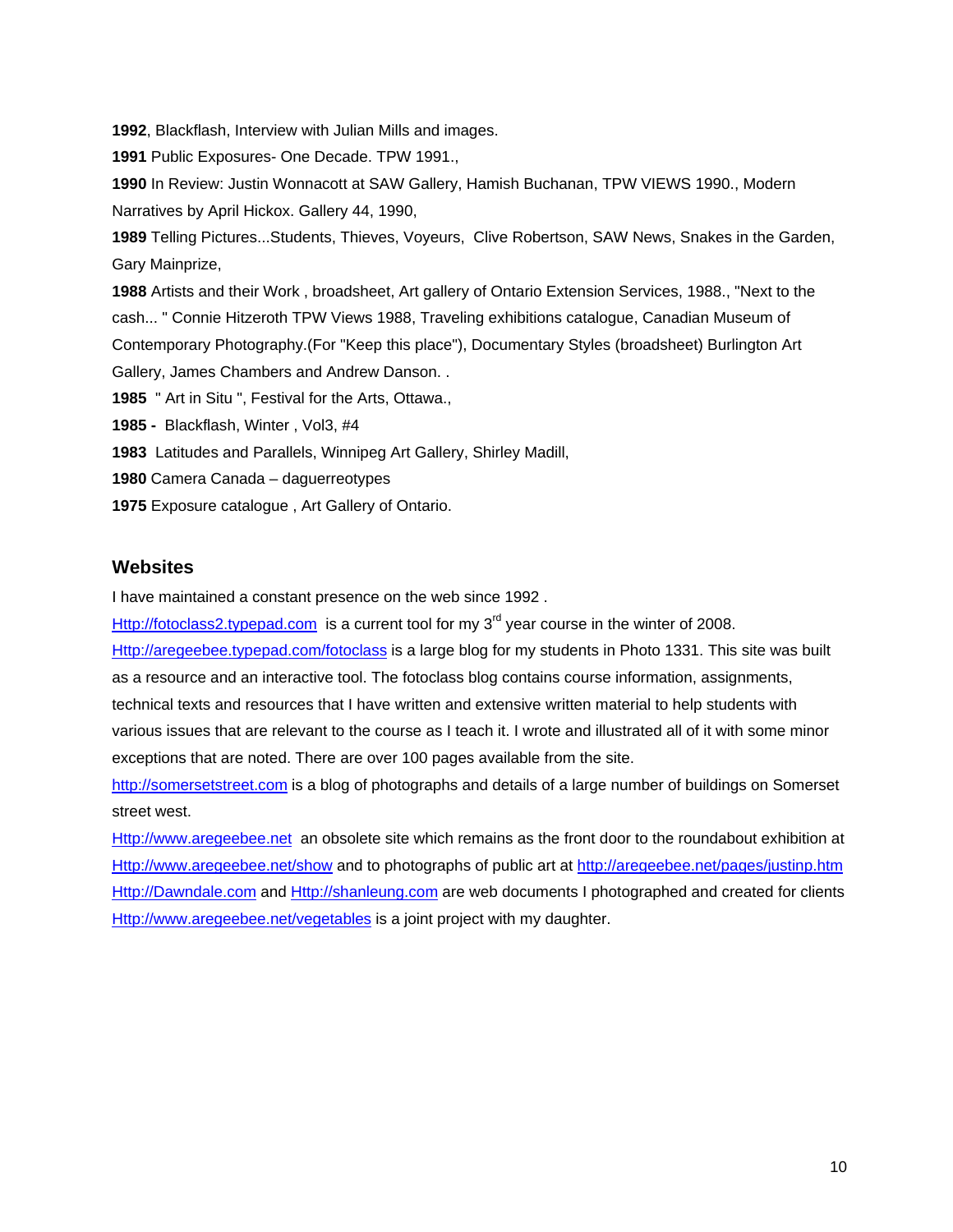**1992**, Blackflash, Interview with Julian Mills and images.

**1991** Public Exposures- One Decade. TPW 1991.,

**1990** In Review: Justin Wonnacott at SAW Gallery, Hamish Buchanan, TPW VIEWS 1990., Modern Narratives by April Hickox. Gallery 44, 1990,

**1989** Telling Pictures...Students, Thieves, Voyeurs, Clive Robertson, SAW News, Snakes in the Garden, Gary Mainprize,

**1988** Artists and their Work , broadsheet, Art gallery of Ontario Extension Services, 1988., "Next to the cash... " Connie Hitzeroth TPW Views 1988, Traveling exhibitions catalogue, Canadian Museum of Contemporary Photography.(For "Keep this place"), Documentary Styles (broadsheet) Burlington Art Gallery, James Chambers and Andrew Danson. .

**1985** " Art in Situ ", Festival for the Arts, Ottawa.,

**1985 -** Blackflash, Winter , Vol3, #4

**1983** Latitudes and Parallels, Winnipeg Art Gallery, Shirley Madill,

**1980** Camera Canada – daguerreotypes

**1975** Exposure catalogue , Art Gallery of Ontario.

## Websites

I have maintained a constant presence on the web since 1992 .

Http://fotoclass2.typepad.com is a current tool for my 3rd year course in the winter of 2008.

Http://aregeebee.typepad.com/fotoclass is a large blog for my students in Photo 1331. This site was built as a resource and an interactive tool. The fotoclass blog contains course information, assignments, technical texts and resources that I have written and extensive written material to help students with various issues that are relevant to the course as I teach it. I wrote and illustrated all of it with some minor exceptions that are noted. There are over 100 pages available from the site.

http://somersetstreet.com is a blog of photographs and details of a large number of buildings on Somerset street west.

Http://www.aregeebee.net an obsolete site which remains as the front door to the roundabout exhibition at Http://www.aregeebee.net/show and to photographs of public art at http://aregeebee.net/pages/justinp.htm

Http://Dawndale.com and Http://shanleung.com are web documents I photographed and created for clients

Http://www.aregeebee.net/vegetables is a joint project with my daughter.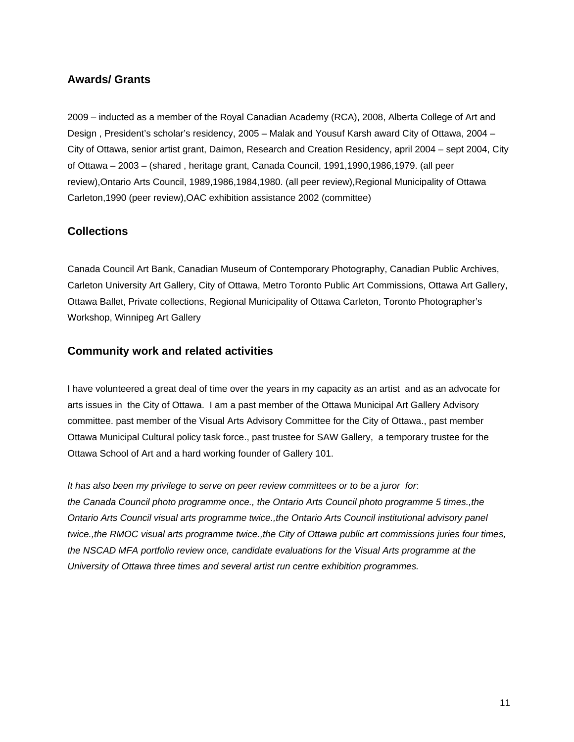## Awards/ Grants

2009 – inducted as a member of the Royal Canadian Academy (RCA), 2008, Alberta College of Art and Design , President's scholar's residency, 2005 – Malak and Yousuf Karsh award City of Ottawa, 2004 – City of Ottawa, senior artist grant, Daimon, Research and Creation Residency, april 2004 – sept 2004, City of Ottawa – 2003 – (shared , heritage grant, Canada Council, 1991,1990,1986,1979. (all peer review),Ontario Arts Council, 1989,1986,1984,1980. (all peer review),Regional Municipality of Ottawa Carleton,1990 (peer review),OAC exhibition assistance 2002 (committee)

## Collections

Canada Council Art Bank, Canadian Museum of Contemporary Photography, Canadian Public Archives, Carleton University Art Gallery, City of Ottawa, Metro Toronto Public Art Commissions, Ottawa Art Gallery, Ottawa Ballet, Private collections, Regional Municipality of Ottawa Carleton, Toronto Photographer's Workshop, Winnipeg Art Gallery

## Community work and related activities

I have volunteered a great deal of time over the years in my capacity as an artist and as an advocate for arts issues in the City of Ottawa. I am a past member of the Ottawa Municipal Art Gallery Advisory committee. past member of the Visual Arts Advisory Committee for the City of Ottawa., past member Ottawa Municipal Cultural policy task force., past trustee for SAW Gallery, a temporary trustee for the Ottawa School of Art and a hard working founder of Gallery 101.

*It has also been my privilege to serve on peer review committees or to be a juror for*:
*the Canada Council photo programme once., the Ontario Arts Council photo programme 5 times.,the Ontario Arts Council visual arts programme twice.,the Ontario Arts Council institutional advisory panel twice.,the RMOC visual arts programme twice.,the City of Ottawa public art commissions juries four times, the NSCAD MFA portfolio review once, candidate evaluations for the Visual Arts programme at the University of Ottawa three times and several artist run centre exhibition programmes.*